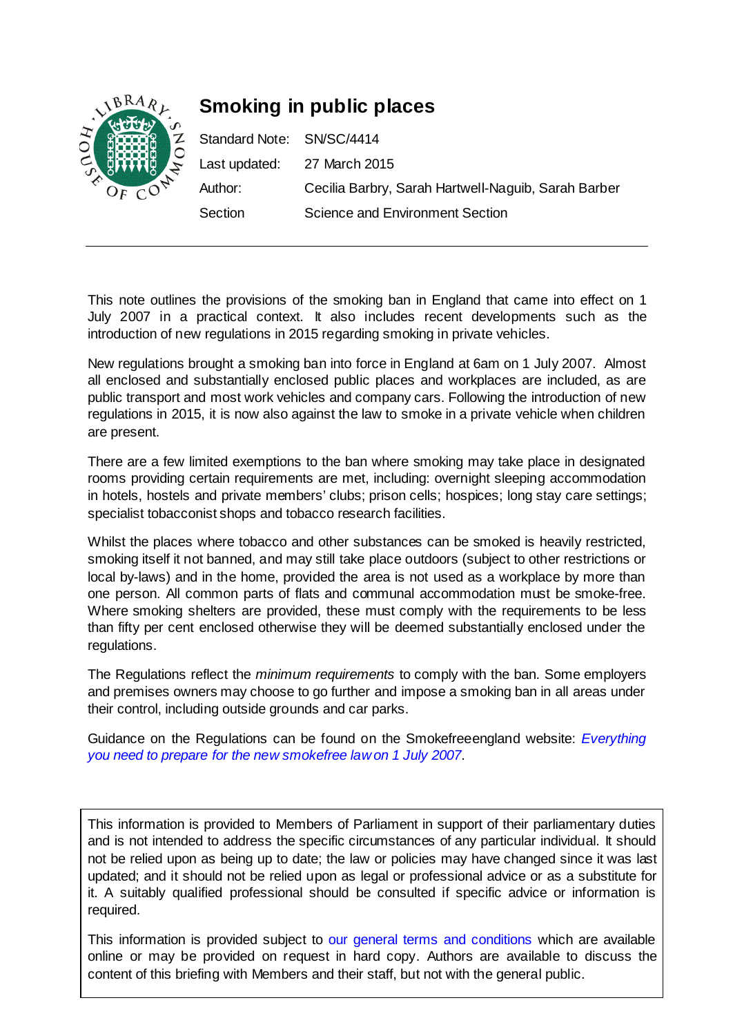# Smoking in public places

| | |
|---|---|
| Standard Note: | SN/SC/4414 |
| Last updated: | 27 March 2015 |
| Author: | Cecilia Barbry, Sarah Hartwell-Naguib, Sarah Barber |
| Section | Science and Environment Section |

This note outlines the provisions of the smoking ban in England that came into effect on 1 July 2007 in a practical context. It also includes recent developments such as the introduction of new regulations in 2015 regarding smoking in private vehicles.

New regulations brought a smoking ban into force in England at 6am on 1 July 2007. Almost all enclosed and substantially enclosed public places and workplaces are included, as are public transport and most work vehicles and company cars. Following the introduction of new regulations in 2015, it is now also against the law to smoke in a private vehicle when children are present.

There are a few limited exemptions to the ban where smoking may take place in designated rooms providing certain requirements are met, including: overnight sleeping accommodation in hotels, hostels and private members' clubs; prison cells; hospices; long stay care settings; specialist tobacconist shops and tobacco research facilities.

Whilst the places where tobacco and other substances can be smoked is heavily restricted, smoking itself it not banned, and may still take place outdoors (subject to other restrictions or local by-laws) and in the home, provided the area is not used as a workplace by more than one person. All common parts of flats and communal accommodation must be smoke-free. Where smoking shelters are provided, these must comply with the requirements to be less than fifty per cent enclosed otherwise they will be deemed substantially enclosed under the regulations.

The Regulations reflect the *minimum requirements* to comply with the ban. Some employers and premises owners may choose to go further and impose a smoking ban in all areas under their control, including outside grounds and car parks.

Guidance on the Regulations can be found on the Smokefreeengland website: *Everything you need to prepare for the new smokefree law on 1 July 2007*.

This information is provided to Members of Parliament in support of their parliamentary duties and is not intended to address the specific circumstances of any particular individual. It should not be relied upon as being up to date; the law or policies may have changed since it was last updated; and it should not be relied upon as legal or professional advice or as a substitute for it. A suitably qualified professional should be consulted if specific advice or information is required.

This information is provided subject to our general terms and conditions which are available online or may be provided on request in hard copy. Authors are available to discuss the content of this briefing with Members and their staff, but not with the general public.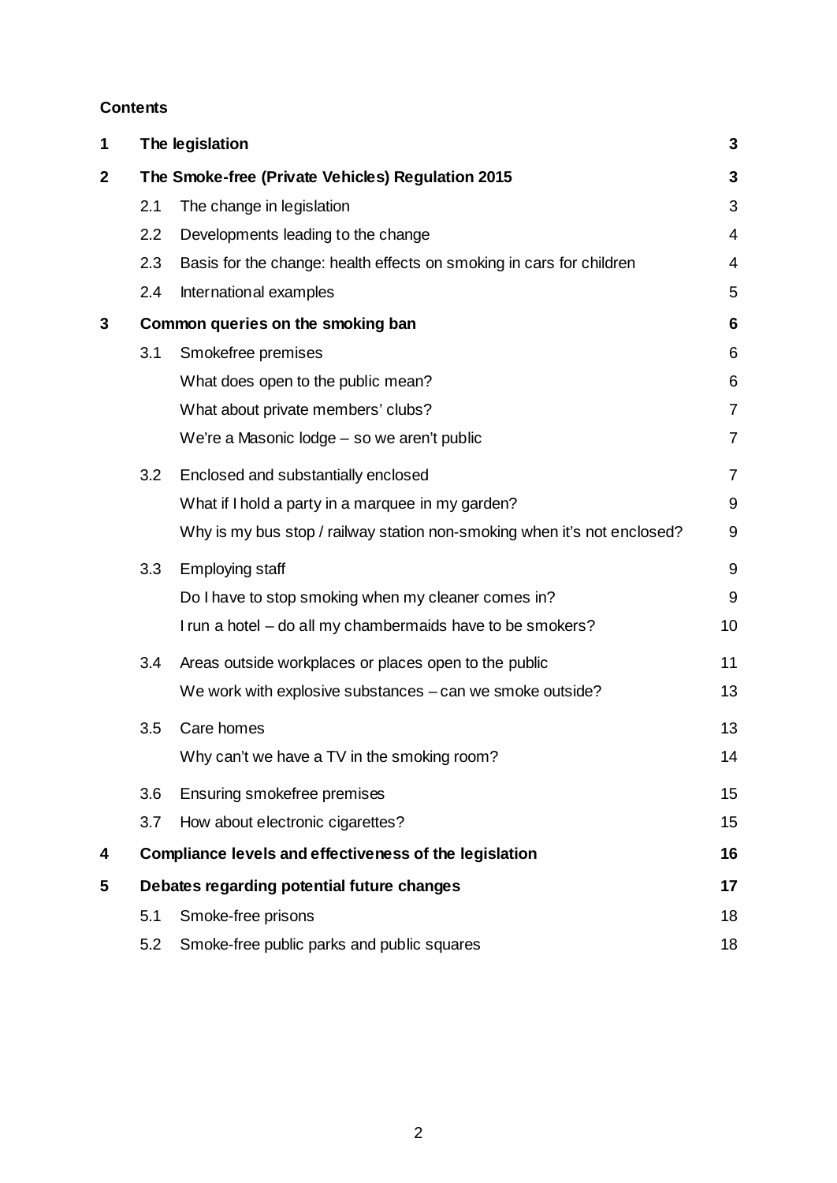**Contents**

| | | | |
|---|---|---|---|
| **1** | **The legislation** | | **3** |
| **2** | **The Smoke-free (Private Vehicles) Regulation 2015** | | **3** |
| | 2.1 | The change in legislation | 3 |
| | 2.2 | Developments leading to the change | 4 |
| | 2.3 | Basis for the change: health effects on smoking in cars for children | 4 |
| | 2.4 | International examples | 5 |
| **3** | **Common queries on the smoking ban** | | **6** |
| | 3.1 | Smokefree premises | 6 |
| | | What does open to the public mean? | 6 |
| | | What about private members' clubs? | 7 |
| | | We're a Masonic lodge – so we aren't public | 7 |
| | 3.2 | Enclosed and substantially enclosed | 7 |
| | | What if I hold a party in a marquee in my garden? | 9 |
| | | Why is my bus stop / railway station non-smoking when it's not enclosed? | 9 |
| | 3.3 | Employing staff | 9 |
| | | Do I have to stop smoking when my cleaner comes in? | 9 |
| | | I run a hotel – do all my chambermaids have to be smokers? | 10 |
| | 3.4 | Areas outside workplaces or places open to the public | 11 |
| | | We work with explosive substances – can we smoke outside? | 13 |
| | 3.5 | Care homes | 13 |
| | | Why can't we have a TV in the smoking room? | 14 |
| | 3.6 | Ensuring smokefree premises | 15 |
| | 3.7 | How about electronic cigarettes? | 15 |
| **4** | **Compliance levels and effectiveness of the legislation** | | **16** |
| **5** | **Debates regarding potential future changes** | | **17** |
| | 5.1 | Smoke-free prisons | 18 |
| | 5.2 | Smoke-free public parks and public squares | 18 |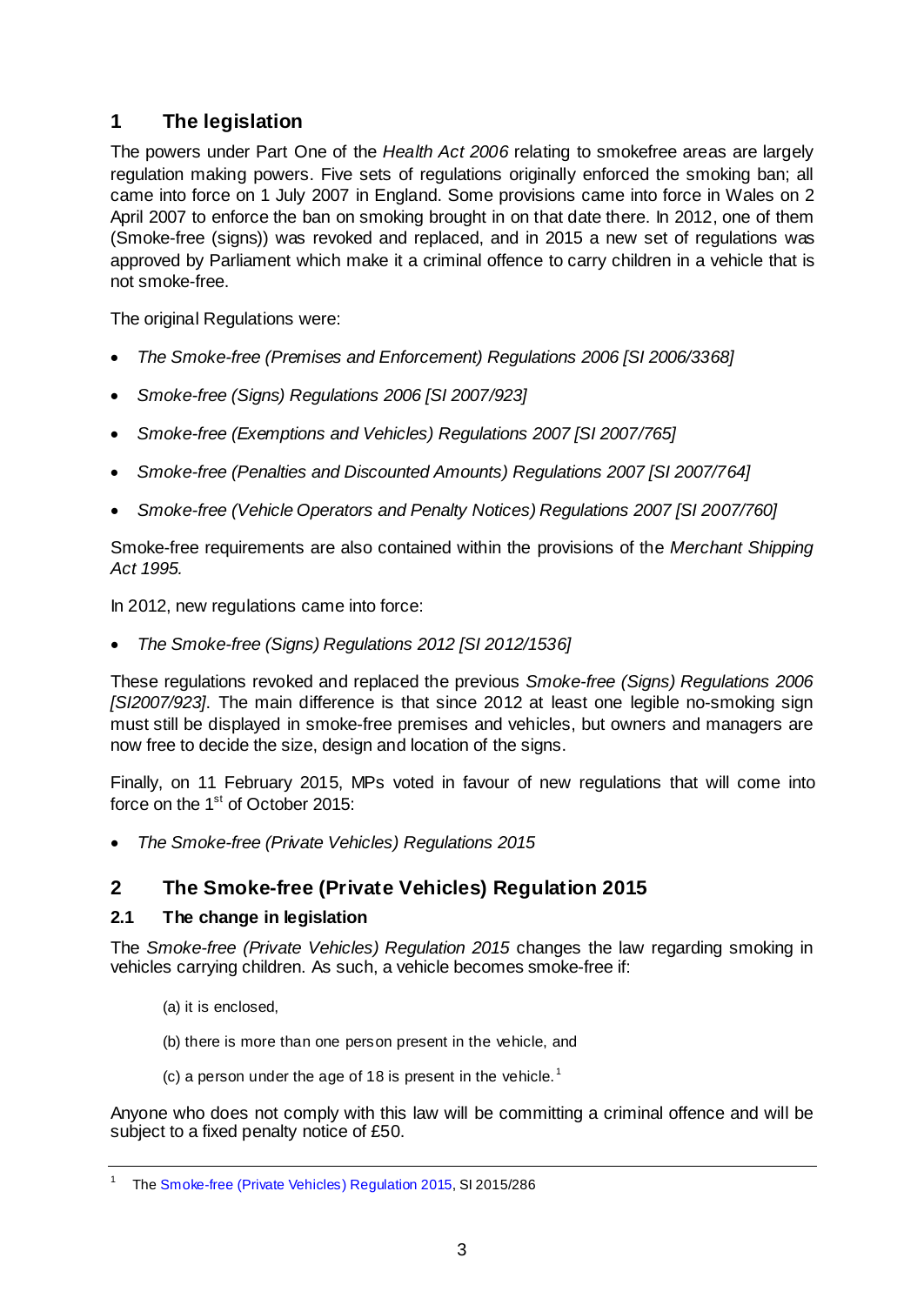## 1 The legislation

The powers under Part One of the *Health Act 2006* relating to smokefree areas are largely regulation making powers. Five sets of regulations originally enforced the smoking ban; all came into force on 1 July 2007 in England. Some provisions came into force in Wales on 2 April 2007 to enforce the ban on smoking brought in on that date there. In 2012, one of them (Smoke-free (signs)) was revoked and replaced, and in 2015 a new set of regulations was approved by Parliament which make it a criminal offence to carry children in a vehicle that is not smoke-free.

The original Regulations were:

- *The Smoke-free (Premises and Enforcement) Regulations 2006 [SI 2006/3368]*
- *Smoke-free (Signs) Regulations 2006 [SI 2007/923]*
- *Smoke-free (Exemptions and Vehicles) Regulations 2007 [SI 2007/765]*
- *Smoke-free (Penalties and Discounted Amounts) Regulations 2007 [SI 2007/764]*
- *Smoke-free (Vehicle Operators and Penalty Notices) Regulations 2007 [SI 2007/760]*

Smoke-free requirements are also contained within the provisions of the *Merchant Shipping Act 1995.*

In 2012, new regulations came into force:

- *The Smoke-free (Signs) Regulations 2012 [SI 2012/1536]*

These regulations revoked and replaced the previous *Smoke-free (Signs) Regulations 2006 [SI2007/923].* The main difference is that since 2012 at least one legible no-smoking sign must still be displayed in smoke-free premises and vehicles, but owners and managers are now free to decide the size, design and location of the signs.

Finally, on 11 February 2015, MPs voted in favour of new regulations that will come into force on the 1st of October 2015:

- *The Smoke-free (Private Vehicles) Regulations 2015*

## 2 The Smoke-free (Private Vehicles) Regulation 2015

### 2.1 The change in legislation

The *Smoke-free (Private Vehicles) Regulation 2015* changes the law regarding smoking in vehicles carrying children. As such, a vehicle becomes smoke-free if:

> (a) it is enclosed,
>
> (b) there is more than one person present in the vehicle, and
>
> (c) a person under the age of 18 is present in the vehicle.[1]

Anyone who does not comply with this law will be committing a criminal offence and will be subject to a fixed penalty notice of £50.

---

[1] The Smoke-free (Private Vehicles) Regulation 2015, SI 2015/286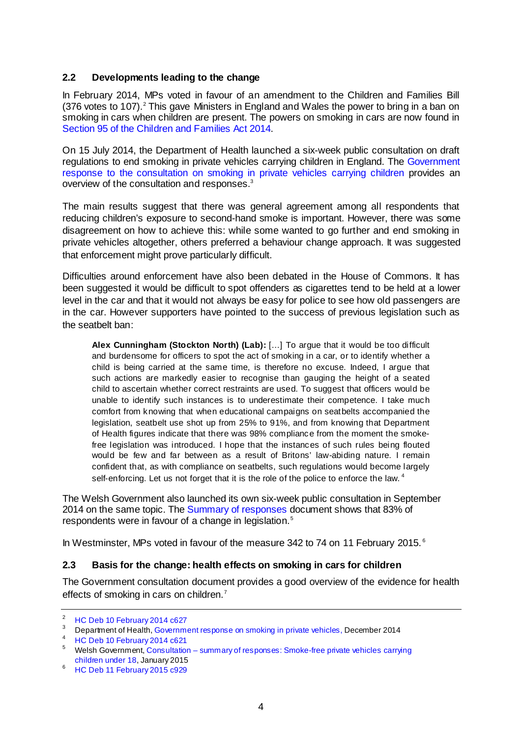## 2.2 Developments leading to the change

In February 2014, MPs voted in favour of an amendment to the Children and Families Bill (376 votes to 107).[2] This gave Ministers in England and Wales the power to bring in a ban on smoking in cars when children are present. The powers on smoking in cars are now found in Section 95 of the Children and Families Act 2014.

On 15 July 2014, the Department of Health launched a six-week public consultation on draft regulations to end smoking in private vehicles carrying children in England. The Government response to the consultation on smoking in private vehicles carrying children provides an overview of the consultation and responses.[3]

The main results suggest that there was general agreement among all respondents that reducing children's exposure to second-hand smoke is important. However, there was some disagreement on how to achieve this: while some wanted to go further and end smoking in private vehicles altogether, others preferred a behaviour change approach. It was suggested that enforcement might prove particularly difficult.

Difficulties around enforcement have also been debated in the House of Commons. It has been suggested it would be difficult to spot offenders as cigarettes tend to be held at a lower level in the car and that it would not always be easy for police to see how old passengers are in the car. However supporters have pointed to the success of previous legislation such as the seatbelt ban:

> **Alex Cunningham (Stockton North) (Lab):** [...] To argue that it would be too difficult and burdensome for officers to spot the act of smoking in a car, or to identify whether a child is being carried at the same time, is therefore no excuse. Indeed, I argue that such actions are markedly easier to recognise than gauging the height of a seated child to ascertain whether correct restraints are used. To suggest that officers would be unable to identify such instances is to underestimate their competence. I take much comfort from knowing that when educational campaigns on seatbelts accompanied the legislation, seatbelt use shot up from 25% to 91%, and from knowing that Department of Health figures indicate that there was 98% compliance from the moment the smoke-free legislation was introduced. I hope that the instances of such rules being flouted would be few and far between as a result of Britons' law-abiding nature. I remain confident that, as with compliance on seatbelts, such regulations would become largely self-enforcing. Let us not forget that it is the role of the police to enforce the law.[4]

The Welsh Government also launched its own six-week public consultation in September 2014 on the same topic. The Summary of responses document shows that 83% of respondents were in favour of a change in legislation.[5]

In Westminster, MPs voted in favour of the measure 342 to 74 on 11 February 2015.[6]

## 2.3 Basis for the change: health effects on smoking in cars for children

The Government consultation document provides a good overview of the evidence for health effects of smoking in cars on children.[7]

---

[2] HC Deb 10 February 2014 c627

[3] Department of Health, Government response on smoking in private vehicles, December 2014

[4] HC Deb 10 February 2014 c621

[5] Welsh Government, Consultation – summary of responses: Smoke-free private vehicles carrying children under 18, January 2015

[6] HC Deb 11 February 2015 c929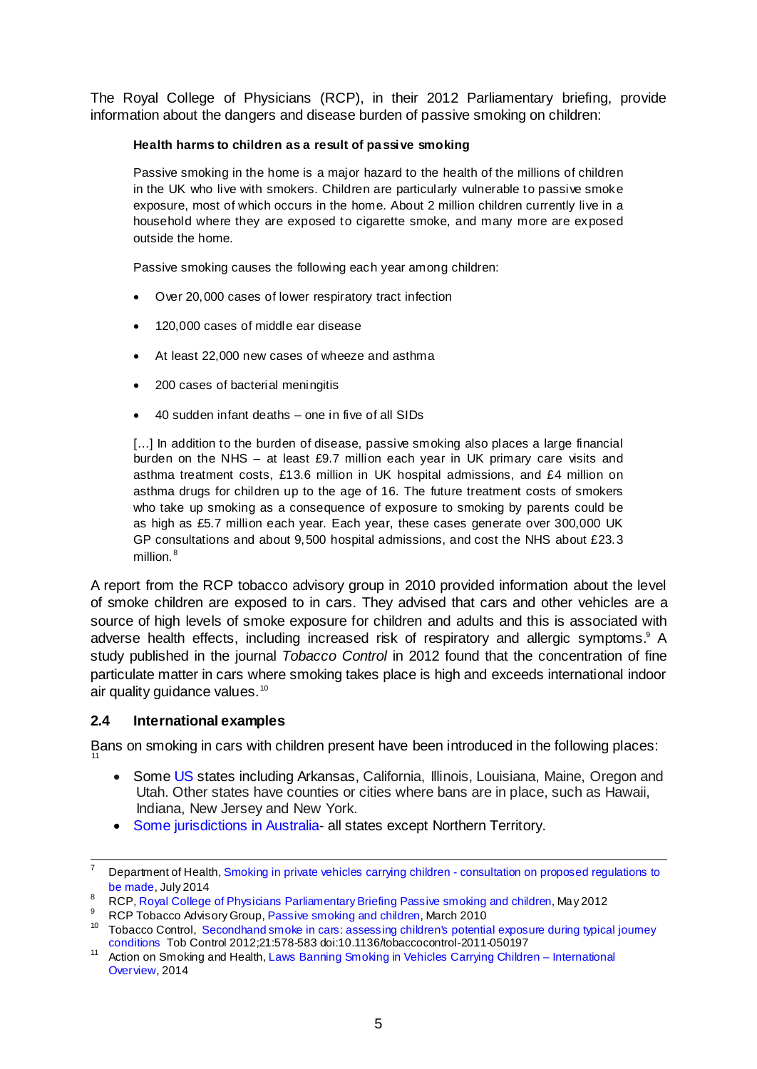The Royal College of Physicians (RCP), in their 2012 Parliamentary briefing, provide information about the dangers and disease burden of passive smoking on children:

> **Health harms to children as a result of passive smoking**
>
> Passive smoking in the home is a major hazard to the health of the millions of children in the UK who live with smokers. Children are particularly vulnerable to passive smoke exposure, most of which occurs in the home. About 2 million children currently live in a household where they are exposed to cigarette smoke, and many more are exposed outside the home.
>
> Passive smoking causes the following each year among children:
>
> - Over 20,000 cases of lower respiratory tract infection
> - 120,000 cases of middle ear disease
> - At least 22,000 new cases of wheeze and asthma
> - 200 cases of bacterial meningitis
> - 40 sudden infant deaths – one in five of all SIDs
>
> [...] In addition to the burden of disease, passive smoking also places a large financial burden on the NHS – at least £9.7 million each year in UK primary care visits and asthma treatment costs, £13.6 million in UK hospital admissions, and £4 million on asthma drugs for children up to the age of 16. The future treatment costs of smokers who take up smoking as a consequence of exposure to smoking by parents could be as high as £5.7 million each year. Each year, these cases generate over 300,000 UK GP consultations and about 9,500 hospital admissions, and cost the NHS about £23.3 million.[8]

A report from the RCP tobacco advisory group in 2010 provided information about the level of smoke children are exposed to in cars. They advised that cars and other vehicles are a source of high levels of smoke exposure for children and adults and this is associated with adverse health effects, including increased risk of respiratory and allergic symptoms.[9] A study published in the journal *Tobacco Control* in 2012 found that the concentration of fine particulate matter in cars where smoking takes place is high and exceeds international indoor air quality guidance values.[10]

## 2.4 International examples

Bans on smoking in cars with children present have been introduced in the following places:[11]

- Some US states including Arkansas, California, Illinois, Louisiana, Maine, Oregon and Utah. Other states have counties or cities where bans are in place, such as Hawaii, Indiana, New Jersey and New York.
- Some jurisdictions in Australia- all states except Northern Territory.

---

[7] Department of Health, Smoking in private vehicles carrying children - consultation on proposed regulations to be made, July 2014

[8] RCP, Royal College of Physicians Parliamentary Briefing Passive smoking and children, May 2012

[9] RCP Tobacco Advisory Group, Passive smoking and children, March 2010

[10] Tobacco Control, Secondhand smoke in cars: assessing children's potential exposure during typical journey conditions Tob Control 2012;21:578-583 doi:10.1136/tobaccocontrol-2011-050197

[11] Action on Smoking and Health, Laws Banning Smoking in Vehicles Carrying Children – International Overview, 2014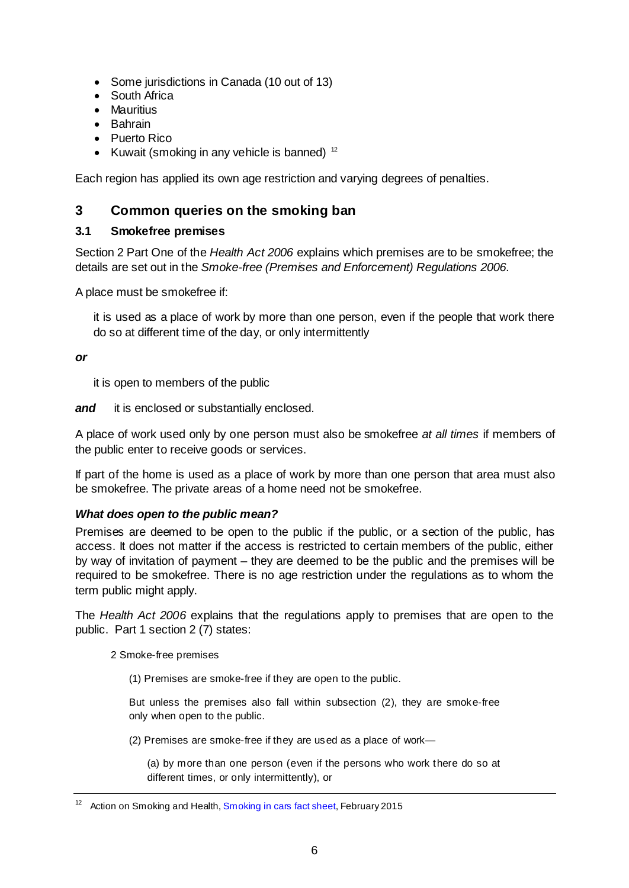- Some jurisdictions in Canada (10 out of 13)
- South Africa
- Mauritius
- Bahrain
- Puerto Rico
- Kuwait (smoking in any vehicle is banned) [12]

Each region has applied its own age restriction and varying degrees of penalties.

## 3 Common queries on the smoking ban

### 3.1 Smokefree premises

Section 2 Part One of the *Health Act 2006* explains which premises are to be smokefree; the details are set out in the *Smoke-free (Premises and Enforcement) Regulations 2006*.

A place must be smokefree if:

> it is used as a place of work by more than one person, even if the people that work there do so at different time of the day, or only intermittently

***or***

> it is open to members of the public

***and*** it is enclosed or substantially enclosed.

A place of work used only by one person must also be smokefree *at all times* if members of the public enter to receive goods or services.

If part of the home is used as a place of work by more than one person that area must also be smokefree. The private areas of a home need not be smokefree.

#### *What does open to the public mean?*

Premises are deemed to be open to the public if the public, or a section of the public, has access. It does not matter if the access is restricted to certain members of the public, either by way of invitation of payment – they are deemed to be the public and the premises will be required to be smokefree. There is no age restriction under the regulations as to whom the term public might apply.

The *Health Act 2006* explains that the regulations apply to premises that are open to the public. Part 1 section 2 (7) states:

> 2 Smoke-free premises
>
> (1) Premises are smoke-free if they are open to the public.
>
> But unless the premises also fall within subsection (2), they are smoke-free only when open to the public.
>
> (2) Premises are smoke-free if they are used as a place of work—
>
> (a) by more than one person (even if the persons who work there do so at different times, or only intermittently), or

[12] Action on Smoking and Health, Smoking in cars fact sheet, February 2015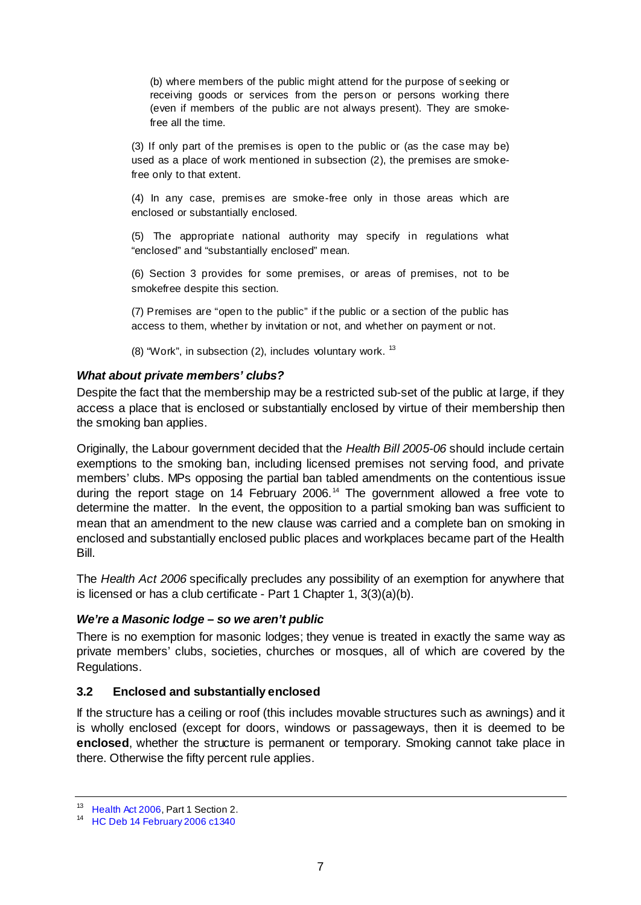> (b) where members of the public might attend for the purpose of seeking or receiving goods or services from the person or persons working there (even if members of the public are not always present). They are smoke-free all the time.
>
> (3) If only part of the premises is open to the public or (as the case may be) used as a place of work mentioned in subsection (2), the premises are smoke-free only to that extent.
>
> (4) In any case, premises are smoke-free only in those areas which are enclosed or substantially enclosed.
>
> (5) The appropriate national authority may specify in regulations what "enclosed" and "substantially enclosed" mean.
>
> (6) Section 3 provides for some premises, or areas of premises, not to be smokefree despite this section.
>
> (7) Premises are "open to the public" if the public or a section of the public has access to them, whether by invitation or not, and whether on payment or not.
>
> (8) "Work", in subsection (2), includes voluntary work. [13]

### *What about private members' clubs?*

Despite the fact that the membership may be a restricted sub-set of the public at large, if they access a place that is enclosed or substantially enclosed by virtue of their membership then the smoking ban applies.

Originally, the Labour government decided that the *Health Bill 2005-06* should include certain exemptions to the smoking ban, including licensed premises not serving food, and private members' clubs. MPs opposing the partial ban tabled amendments on the contentious issue during the report stage on 14 February 2006.[14] The government allowed a free vote to determine the matter. In the event, the opposition to a partial smoking ban was sufficient to mean that an amendment to the new clause was carried and a complete ban on smoking in enclosed and substantially enclosed public places and workplaces became part of the Health Bill.

The *Health Act 2006* specifically precludes any possibility of an exemption for anywhere that is licensed or has a club certificate - Part 1 Chapter 1, 3(3)(a)(b).

### *We're a Masonic lodge – so we aren't public*

There is no exemption for masonic lodges; they venue is treated in exactly the same way as private members' clubs, societies, churches or mosques, all of which are covered by the Regulations.

## 3.2 Enclosed and substantially enclosed

If the structure has a ceiling or roof (this includes movable structures such as awnings) and it is wholly enclosed (except for doors, windows or passageways, then it is deemed to be **enclosed**, whether the structure is permanent or temporary. Smoking cannot take place in there. Otherwise the fifty percent rule applies.

---

[13] Health Act 2006, Part 1 Section 2.

[14] HC Deb 14 February 2006 c1340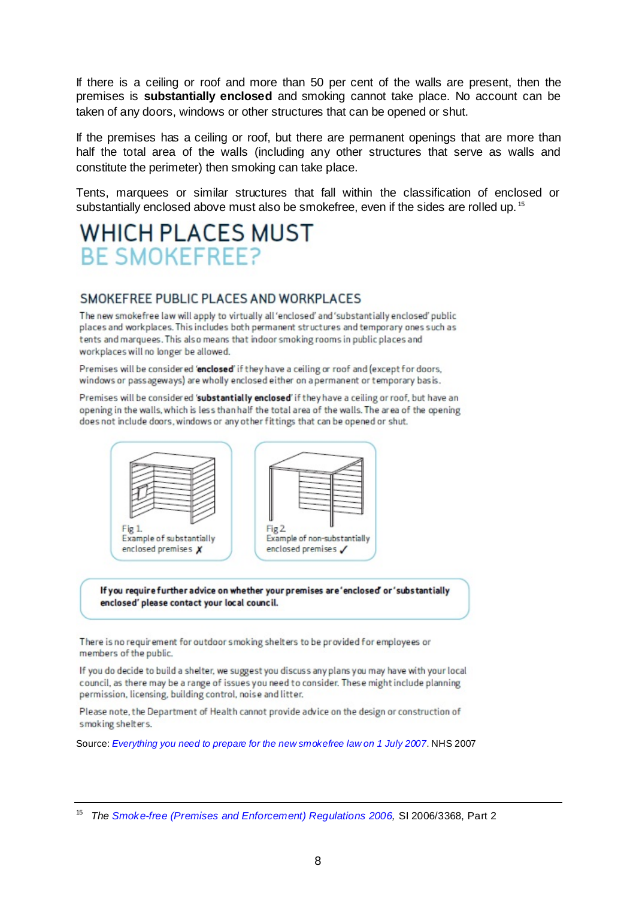If there is a ceiling or roof and more than 50 per cent of the walls are present, then the premises is **substantially enclosed** and smoking cannot take place. No account can be taken of any doors, windows or other structures that can be opened or shut.

If the premises has a ceiling or roof, but there are permanent openings that are more than half the total area of the walls (including any other structures that serve as walls and constitute the perimeter) then smoking can take place.

Tents, marquees or similar structures that fall within the classification of enclosed or substantially enclosed above must also be smokefree, even if the sides are rolled up.[15]

# WHICH PLACES MUST BE SMOKEFREE?

## SMOKEFREE PUBLIC PLACES AND WORKPLACES

The new smokefree law will apply to virtually all 'enclosed' and 'substantially enclosed' public places and workplaces. This includes both permanent structures and temporary ones such as tents and marquees. This also means that indoor smoking rooms in public places and workplaces will no longer be allowed.

Premises will be considered '**enclosed**' if they have a ceiling or roof and (except for doors, windows or passageways) are wholly enclosed either on a permanent or temporary basis.

Premises will be considered '**substantially enclosed**' if they have a ceiling or roof, but have an opening in the walls, which is less than half the total area of the walls. The area of the opening does not include doors, windows or any other fittings that can be opened or shut.

Fig 1. Example of substantially enclosed premises ✗

Fig 2. Example of non-substantially enclosed premises ✓

**If you require further advice on whether your premises are 'enclosed' or 'substantially enclosed' please contact your local council.**

There is no requirement for outdoor smoking shelters to be provided for employees or members of the public.

If you do decide to build a shelter, we suggest you discuss any plans you may have with your local council, as there may be a range of issues you need to consider. These might include planning permission, licensing, building control, noise and litter.

Please note, the Department of Health cannot provide advice on the design or construction of smoking shelters.

Source: *Everything you need to prepare for the new smokefree law on 1 July 2007*. NHS 2007

---

[15] *The Smoke-free (Premises and Enforcement) Regulations 2006,* SI 2006/3368, Part 2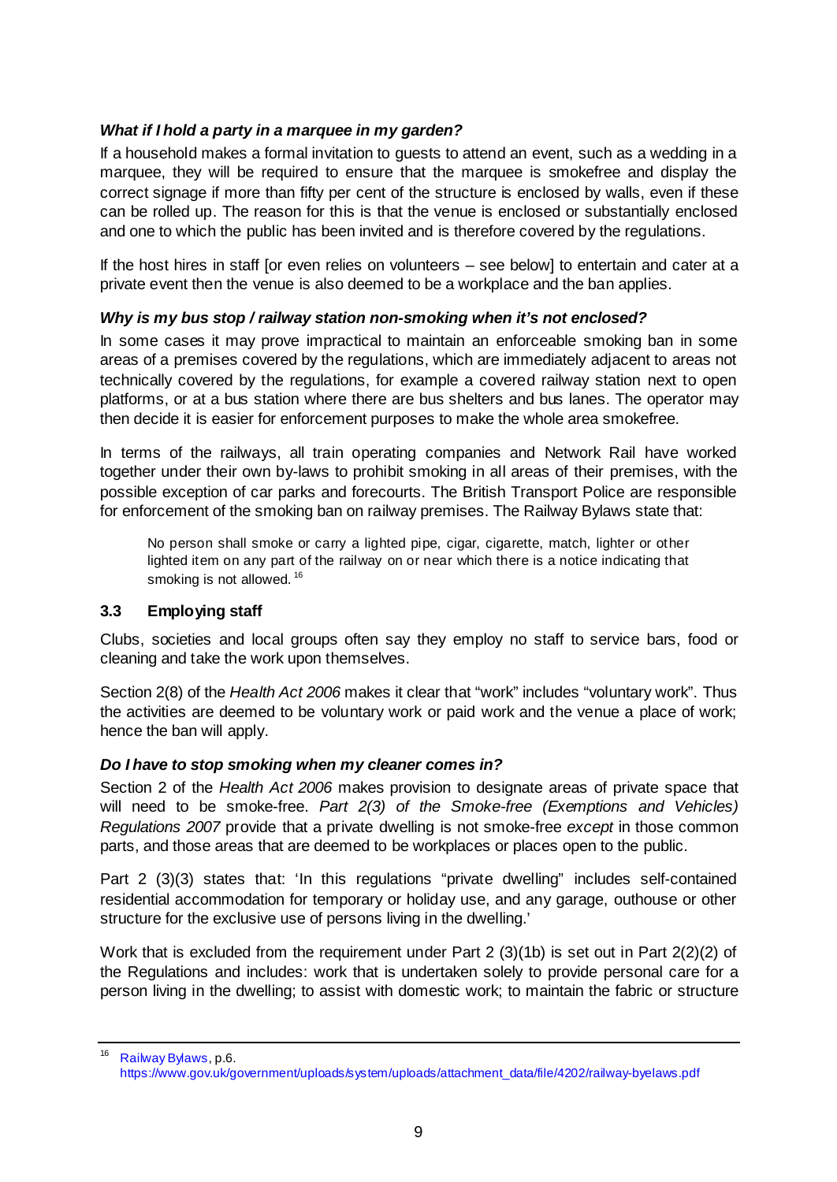***What if I hold a party in a marquee in my garden?***

If a household makes a formal invitation to guests to attend an event, such as a wedding in a marquee, they will be required to ensure that the marquee is smokefree and display the correct signage if more than fifty per cent of the structure is enclosed by walls, even if these can be rolled up. The reason for this is that the venue is enclosed or substantially enclosed and one to which the public has been invited and is therefore covered by the regulations.

If the host hires in staff [or even relies on volunteers – see below] to entertain and cater at a private event then the venue is also deemed to be a workplace and the ban applies.

***Why is my bus stop / railway station non-smoking when it's not enclosed?***

In some cases it may prove impractical to maintain an enforceable smoking ban in some areas of a premises covered by the regulations, which are immediately adjacent to areas not technically covered by the regulations, for example a covered railway station next to open platforms, or at a bus station where there are bus shelters and bus lanes. The operator may then decide it is easier for enforcement purposes to make the whole area smokefree.

In terms of the railways, all train operating companies and Network Rail have worked together under their own by-laws to prohibit smoking in all areas of their premises, with the possible exception of car parks and forecourts. The British Transport Police are responsible for enforcement of the smoking ban on railway premises. The Railway Bylaws state that:

> No person shall smoke or carry a lighted pipe, cigar, cigarette, match, lighter or other lighted item on any part of the railway on or near which there is a notice indicating that smoking is not allowed.[16]

## 3.3 Employing staff

Clubs, societies and local groups often say they employ no staff to service bars, food or cleaning and take the work upon themselves.

Section 2(8) of the *Health Act 2006* makes it clear that "work" includes "voluntary work". Thus the activities are deemed to be voluntary work or paid work and the venue a place of work; hence the ban will apply.

***Do I have to stop smoking when my cleaner comes in?***

Section 2 of the *Health Act 2006* makes provision to designate areas of private space that will need to be smoke-free. *Part 2(3) of the Smoke-free (Exemptions and Vehicles) Regulations 2007* provide that a private dwelling is not smoke-free *except* in those common parts, and those areas that are deemed to be workplaces or places open to the public.

Part 2 (3)(3) states that: 'In this regulations "private dwelling" includes self-contained residential accommodation for temporary or holiday use, and any garage, outhouse or other structure for the exclusive use of persons living in the dwelling.'

Work that is excluded from the requirement under Part 2 (3)(1b) is set out in Part 2(2)(2) of the Regulations and includes: work that is undertaken solely to provide personal care for a person living in the dwelling; to assist with domestic work; to maintain the fabric or structure

---

[16] Railway Bylaws, p.6. https://www.gov.uk/government/uploads/system/uploads/attachment_data/file/4202/railway-byelaws.pdf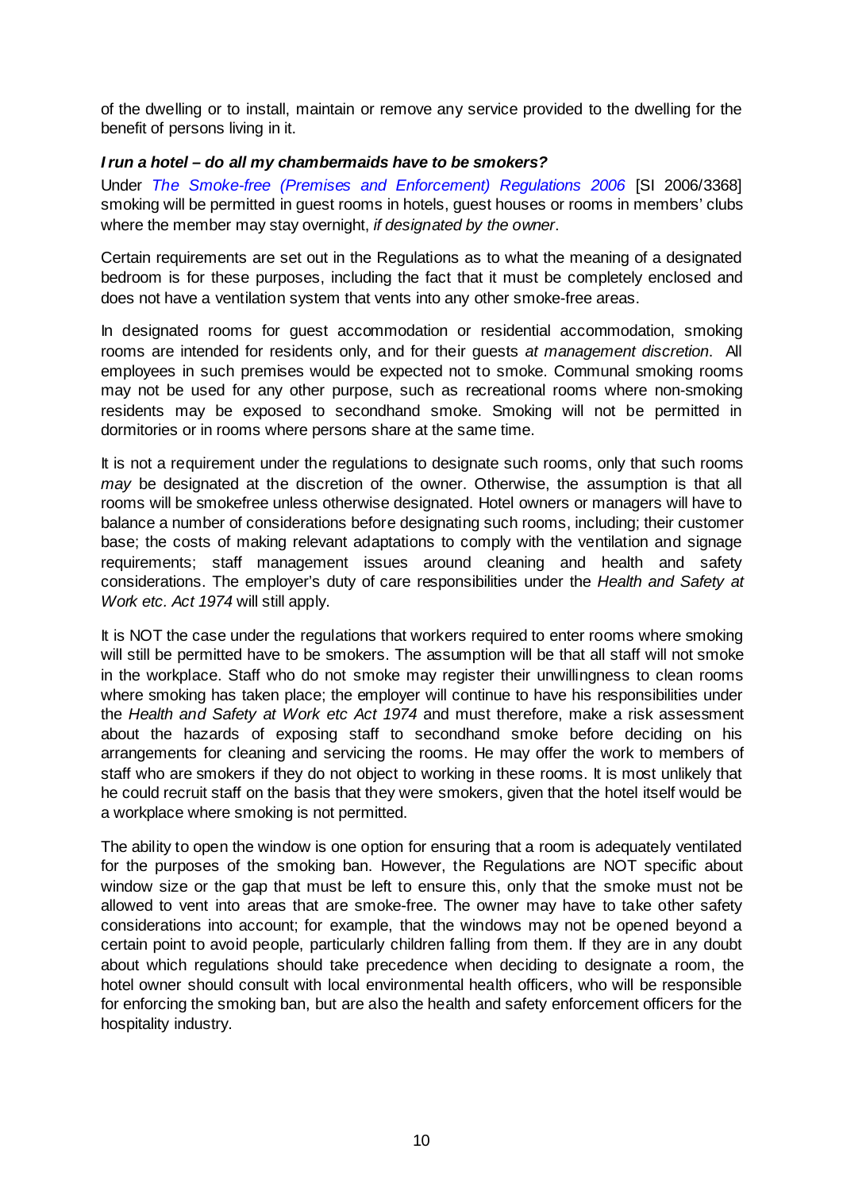of the dwelling or to install, maintain or remove any service provided to the dwelling for the benefit of persons living in it.

***I run a hotel – do all my chambermaids have to be smokers?***

Under *The Smoke-free (Premises and Enforcement) Regulations 2006* [SI 2006/3368] smoking will be permitted in guest rooms in hotels, guest houses or rooms in members' clubs where the member may stay overnight, *if designated by the owner*.

Certain requirements are set out in the Regulations as to what the meaning of a designated bedroom is for these purposes, including the fact that it must be completely enclosed and does not have a ventilation system that vents into any other smoke-free areas.

In designated rooms for guest accommodation or residential accommodation, smoking rooms are intended for residents only, and for their guests *at management discretion*. All employees in such premises would be expected not to smoke. Communal smoking rooms may not be used for any other purpose, such as recreational rooms where non-smoking residents may be exposed to secondhand smoke. Smoking will not be permitted in dormitories or in rooms where persons share at the same time.

It is not a requirement under the regulations to designate such rooms, only that such rooms *may* be designated at the discretion of the owner. Otherwise, the assumption is that all rooms will be smokefree unless otherwise designated. Hotel owners or managers will have to balance a number of considerations before designating such rooms, including; their customer base; the costs of making relevant adaptations to comply with the ventilation and signage requirements; staff management issues around cleaning and health and safety considerations. The employer's duty of care responsibilities under the *Health and Safety at Work etc. Act 1974* will still apply.

It is NOT the case under the regulations that workers required to enter rooms where smoking will still be permitted have to be smokers. The assumption will be that all staff will not smoke in the workplace. Staff who do not smoke may register their unwillingness to clean rooms where smoking has taken place; the employer will continue to have his responsibilities under the *Health and Safety at Work etc Act 1974* and must therefore, make a risk assessment about the hazards of exposing staff to secondhand smoke before deciding on his arrangements for cleaning and servicing the rooms. He may offer the work to members of staff who are smokers if they do not object to working in these rooms. It is most unlikely that he could recruit staff on the basis that they were smokers, given that the hotel itself would be a workplace where smoking is not permitted.

The ability to open the window is one option for ensuring that a room is adequately ventilated for the purposes of the smoking ban. However, the Regulations are NOT specific about window size or the gap that must be left to ensure this, only that the smoke must not be allowed to vent into areas that are smoke-free. The owner may have to take other safety considerations into account; for example, that the windows may not be opened beyond a certain point to avoid people, particularly children falling from them. If they are in any doubt about which regulations should take precedence when deciding to designate a room, the hotel owner should consult with local environmental health officers, who will be responsible for enforcing the smoking ban, but are also the health and safety enforcement officers for the hospitality industry.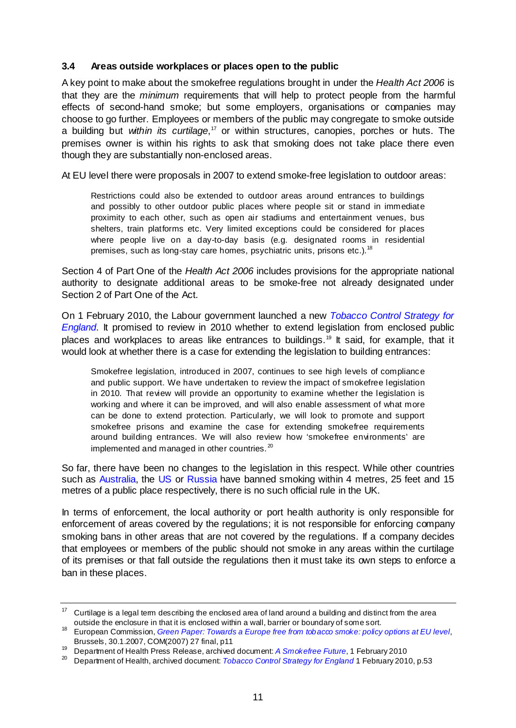### 3.4 Areas outside workplaces or places open to the public

A key point to make about the smokefree regulations brought in under the *Health Act 2006* is that they are the *minimum* requirements that will help to protect people from the harmful effects of second-hand smoke; but some employers, organisations or companies may choose to go further. Employees or members of the public may congregate to smoke outside a building but *within its curtilage*,[17] or within structures, canopies, porches or huts. The premises owner is within his rights to ask that smoking does not take place there even though they are substantially non-enclosed areas.

At EU level there were proposals in 2007 to extend smoke-free legislation to outdoor areas:

> Restrictions could also be extended to outdoor areas around entrances to buildings and possibly to other outdoor public places where people sit or stand in immediate proximity to each other, such as open air stadiums and entertainment venues, bus shelters, train platforms etc. Very limited exceptions could be considered for places where people live on a day-to-day basis (e.g. designated rooms in residential premises, such as long-stay care homes, psychiatric units, prisons etc.).[18]

Section 4 of Part One of the *Health Act 2006* includes provisions for the appropriate national authority to designate additional areas to be smoke-free not already designated under Section 2 of Part One of the Act.

On 1 February 2010, the Labour government launched a new *Tobacco Control Strategy for England*. It promised to review in 2010 whether to extend legislation from enclosed public places and workplaces to areas like entrances to buildings.[19] It said, for example, that it would look at whether there is a case for extending the legislation to building entrances:

> Smokefree legislation, introduced in 2007, continues to see high levels of compliance and public support. We have undertaken to review the impact of smokefree legislation in 2010. That review will provide an opportunity to examine whether the legislation is working and where it can be improved, and will also enable assessment of what more can be done to extend protection. Particularly, we will look to promote and support smokefree prisons and examine the case for extending smokefree requirements around building entrances. We will also review how 'smokefree environments' are implemented and managed in other countries.[20]

So far, there have been no changes to the legislation in this respect. While other countries such as Australia, the US or Russia have banned smoking within 4 metres, 25 feet and 15 metres of a public place respectively, there is no such official rule in the UK.

In terms of enforcement, the local authority or port health authority is only responsible for enforcement of areas covered by the regulations; it is not responsible for enforcing company smoking bans in other areas that are not covered by the regulations. If a company decides that employees or members of the public should not smoke in any areas within the curtilage of its premises or that fall outside the regulations then it must take its own steps to enforce a ban in these places.

---

[17] Curtilage is a legal term describing the enclosed area of land around a building and distinct from the area outside the enclosure in that it is enclosed within a wall, barrier or boundary of some sort.

[18] European Commission, *Green Paper: Towards a Europe free from tobacco smoke: policy options at EU level*, Brussels, 30.1.2007, COM(2007) 27 final, p11

[19] Department of Health Press Release, archived document: *A Smokefree Future*, 1 February 2010

[20] Department of Health, archived document: *Tobacco Control Strategy for England* 1 February 2010, p.53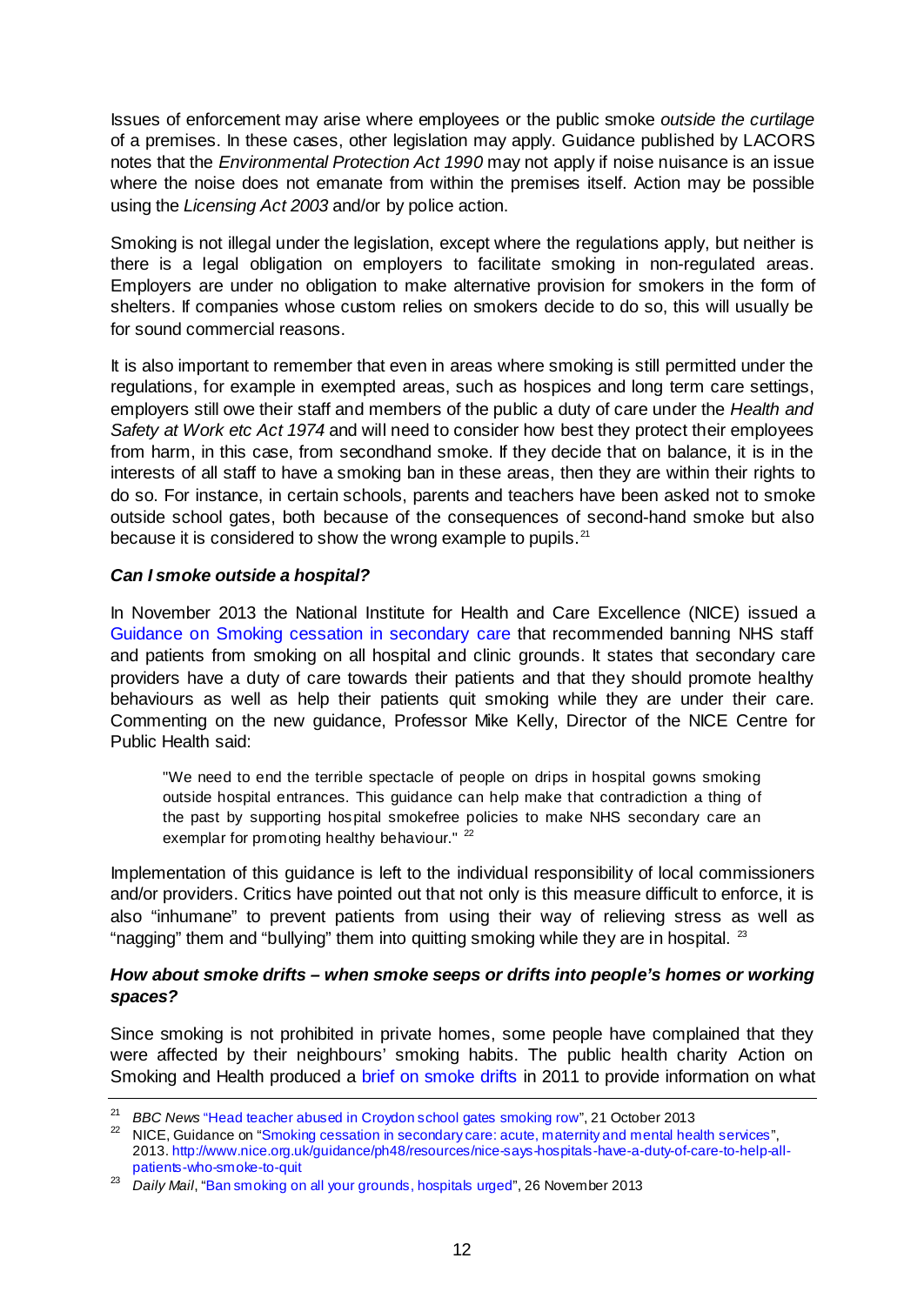Issues of enforcement may arise where employees or the public smoke *outside the curtilage* of a premises. In these cases, other legislation may apply. Guidance published by LACORS notes that the *Environmental Protection Act 1990* may not apply if noise nuisance is an issue where the noise does not emanate from within the premises itself. Action may be possible using the *Licensing Act 2003* and/or by police action.

Smoking is not illegal under the legislation, except where the regulations apply, but neither is there is a legal obligation on employers to facilitate smoking in non-regulated areas. Employers are under no obligation to make alternative provision for smokers in the form of shelters. If companies whose custom relies on smokers decide to do so, this will usually be for sound commercial reasons.

It is also important to remember that even in areas where smoking is still permitted under the regulations, for example in exempted areas, such as hospices and long term care settings, employers still owe their staff and members of the public a duty of care under the *Health and Safety at Work etc Act 1974* and will need to consider how best they protect their employees from harm, in this case, from secondhand smoke. If they decide that on balance, it is in the interests of all staff to have a smoking ban in these areas, then they are within their rights to do so. For instance, in certain schools, parents and teachers have been asked not to smoke outside school gates, both because of the consequences of second-hand smoke but also because it is considered to show the wrong example to pupils.[21]

### *Can I smoke outside a hospital?*

In November 2013 the National Institute for Health and Care Excellence (NICE) issued a Guidance on Smoking cessation in secondary care that recommended banning NHS staff and patients from smoking on all hospital and clinic grounds. It states that secondary care providers have a duty of care towards their patients and that they should promote healthy behaviours as well as help their patients quit smoking while they are under their care. Commenting on the new guidance, Professor Mike Kelly, Director of the NICE Centre for Public Health said:

> "We need to end the terrible spectacle of people on drips in hospital gowns smoking outside hospital entrances. This guidance can help make that contradiction a thing of the past by supporting hospital smokefree policies to make NHS secondary care an exemplar for promoting healthy behaviour." [22]

Implementation of this guidance is left to the individual responsibility of local commissioners and/or providers. Critics have pointed out that not only is this measure difficult to enforce, it is also "inhumane" to prevent patients from using their way of relieving stress as well as "nagging" them and "bullying" them into quitting smoking while they are in hospital. [23]

### *How about smoke drifts – when smoke seeps or drifts into people's homes or working spaces?*

Since smoking is not prohibited in private homes, some people have complained that they were affected by their neighbours' smoking habits. The public health charity Action on Smoking and Health produced a brief on smoke drifts in 2011 to provide information on what

---

[21] *BBC News* "Head teacher abused in Croydon school gates smoking row", 21 October 2013

[22] NICE, Guidance on "Smoking cessation in secondary care: acute, maternity and mental health services", 2013. http://www.nice.org.uk/guidance/ph48/resources/nice-says-hospitals-have-a-duty-of-care-to-help-all-patients-who-smoke-to-quit

[23] *Daily Mail*, "Ban smoking on all your grounds, hospitals urged", 26 November 2013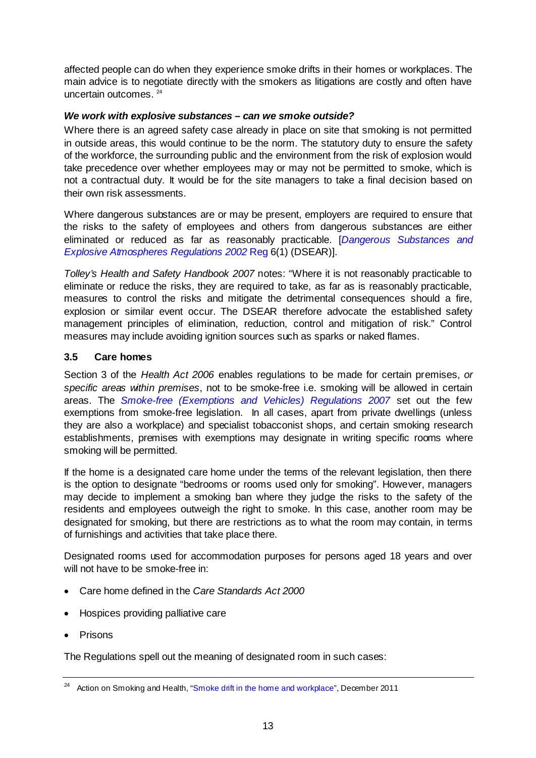affected people can do when they experience smoke drifts in their homes or workplaces. The main advice is to negotiate directly with the smokers as litigations are costly and often have uncertain outcomes. [24]

***We work with explosive substances – can we smoke outside?***

Where there is an agreed safety case already in place on site that smoking is not permitted in outside areas, this would continue to be the norm. The statutory duty to ensure the safety of the workforce, the surrounding public and the environment from the risk of explosion would take precedence over whether employees may or may not be permitted to smoke, which is not a contractual duty. It would be for the site managers to take a final decision based on their own risk assessments.

Where dangerous substances are or may be present, employers are required to ensure that the risks to the safety of employees and others from dangerous substances are either eliminated or reduced as far as reasonably practicable. [*Dangerous Substances and Explosive Atmospheres Regulations 2002* Reg 6(1) (DSEAR)].

*Tolley's Health and Safety Handbook 2007* notes: "Where it is not reasonably practicable to eliminate or reduce the risks, they are required to take, as far as is reasonably practicable, measures to control the risks and mitigate the detrimental consequences should a fire, explosion or similar event occur. The DSEAR therefore advocate the established safety management principles of elimination, reduction, control and mitigation of risk." Control measures may include avoiding ignition sources such as sparks or naked flames.

### 3.5 Care homes

Section 3 of the *Health Act 2006* enables regulations to be made for certain premises, *or specific areas within premises*, not to be smoke-free i.e. smoking will be allowed in certain areas. The *Smoke-free (Exemptions and Vehicles) Regulations 2007* set out the few exemptions from smoke-free legislation. In all cases, apart from private dwellings (unless they are also a workplace) and specialist tobacconist shops, and certain smoking research establishments, premises with exemptions may designate in writing specific rooms where smoking will be permitted.

If the home is a designated care home under the terms of the relevant legislation, then there is the option to designate "bedrooms or rooms used only for smoking". However, managers may decide to implement a smoking ban where they judge the risks to the safety of the residents and employees outweigh the right to smoke. In this case, another room may be designated for smoking, but there are restrictions as to what the room may contain, in terms of furnishings and activities that take place there.

Designated rooms used for accommodation purposes for persons aged 18 years and over will not have to be smoke-free in:

- Care home defined in the *Care Standards Act 2000*
- Hospices providing palliative care
- Prisons

The Regulations spell out the meaning of designated room in such cases:

---

[24] Action on Smoking and Health, "Smoke drift in the home and workplace", December 2011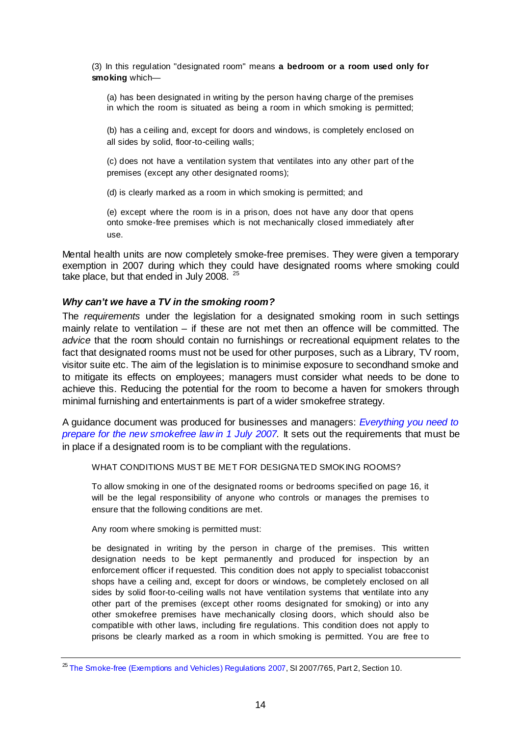> (3) In this regulation "designated room" means **a bedroom or a room used only for smoking** which—
>
> (a) has been designated in writing by the person having charge of the premises in which the room is situated as being a room in which smoking is permitted;
>
> (b) has a ceiling and, except for doors and windows, is completely enclosed on all sides by solid, floor-to-ceiling walls;
>
> (c) does not have a ventilation system that ventilates into any other part of the premises (except any other designated rooms);
>
> (d) is clearly marked as a room in which smoking is permitted; and
>
> (e) except where the room is in a prison, does not have any door that opens onto smoke-free premises which is not mechanically closed immediately after use.

Mental health units are now completely smoke-free premises. They were given a temporary exemption in 2007 during which they could have designated rooms where smoking could take place, but that ended in July 2008. [25]

### *Why can't we have a TV in the smoking room?*

The *requirements* under the legislation for a designated smoking room in such settings mainly relate to ventilation – if these are not met then an offence will be committed. The *advice* that the room should contain no furnishings or recreational equipment relates to the fact that designated rooms must not be used for other purposes, such as a Library, TV room, visitor suite etc. The aim of the legislation is to minimise exposure to secondhand smoke and to mitigate its effects on employees; managers must consider what needs to be done to achieve this. Reducing the potential for the room to become a haven for smokers through minimal furnishing and entertainments is part of a wider smokefree strategy.

A guidance document was produced for businesses and managers: *Everything you need to prepare for the new smokefree law in 1 July 2007*. It sets out the requirements that must be in place if a designated room is to be compliant with the regulations.

> WHAT CONDITIONS MUST BE MET FOR DESIGNATED SMOKING ROOMS?
>
> To allow smoking in one of the designated rooms or bedrooms specified on page 16, it will be the legal responsibility of anyone who controls or manages the premises to ensure that the following conditions are met.
>
> Any room where smoking is permitted must:
>
> be designated in writing by the person in charge of the premises. This written designation needs to be kept permanently and produced for inspection by an enforcement officer if requested. This condition does not apply to specialist tobacconist shops have a ceiling and, except for doors or windows, be completely enclosed on all sides by solid floor-to-ceiling walls not have ventilation systems that ventilate into any other part of the premises (except other rooms designated for smoking) or into any other smokefree premises have mechanically closing doors, which should also be compatible with other laws, including fire regulations. This condition does not apply to prisons be clearly marked as a room in which smoking is permitted. You are free to

---

[25] The Smoke-free (Exemptions and Vehicles) Regulations 2007, SI 2007/765, Part 2, Section 10.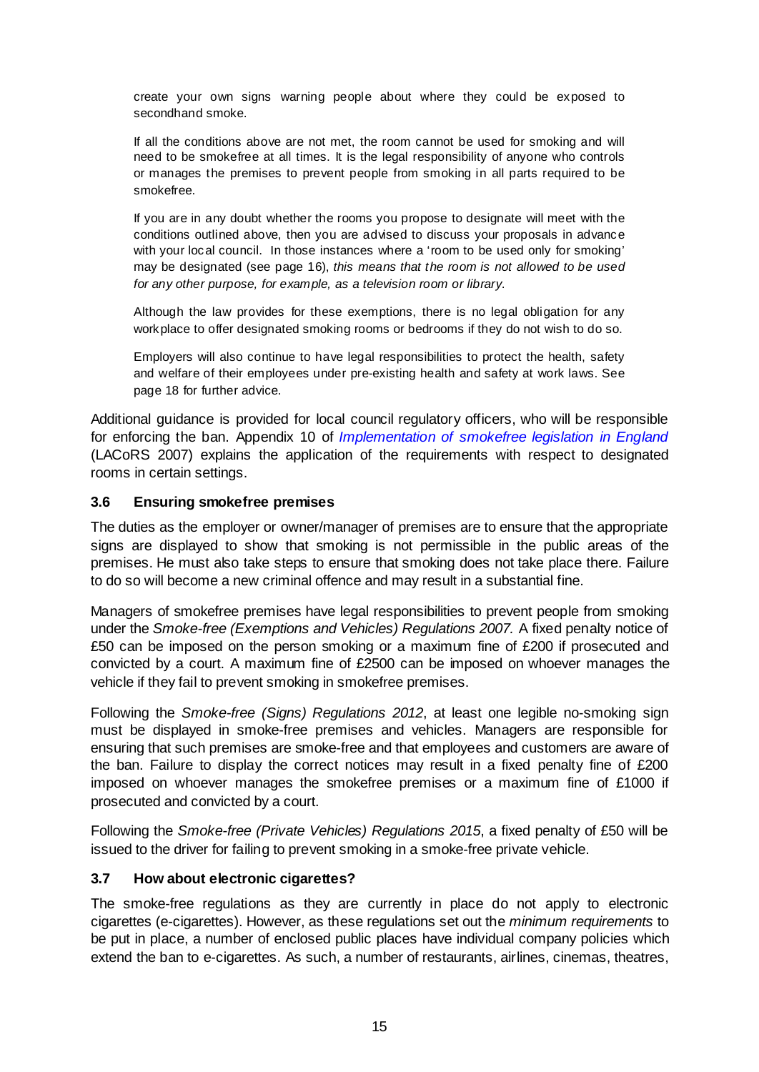create your own signs warning people about where they could be exposed to secondhand smoke.

If all the conditions above are not met, the room cannot be used for smoking and will need to be smokefree at all times. It is the legal responsibility of anyone who controls or manages the premises to prevent people from smoking in all parts required to be smokefree.

If you are in any doubt whether the rooms you propose to designate will meet with the conditions outlined above, then you are advised to discuss your proposals in advance with your local council. In those instances where a 'room to be used only for smoking' may be designated (see page 16), *this means that the room is not allowed to be used for any other purpose, for example, as a television room or library.*

Although the law provides for these exemptions, there is no legal obligation for any workplace to offer designated smoking rooms or bedrooms if they do not wish to do so.

Employers will also continue to have legal responsibilities to protect the health, safety and welfare of their employees under pre-existing health and safety at work laws. See page 18 for further advice.

Additional guidance is provided for local council regulatory officers, who will be responsible for enforcing the ban. Appendix 10 of *Implementation of smokefree legislation in England* (LACoRS 2007) explains the application of the requirements with respect to designated rooms in certain settings.

### 3.6 Ensuring smokefree premises

The duties as the employer or owner/manager of premises are to ensure that the appropriate signs are displayed to show that smoking is not permissible in the public areas of the premises. He must also take steps to ensure that smoking does not take place there. Failure to do so will become a new criminal offence and may result in a substantial fine.

Managers of smokefree premises have legal responsibilities to prevent people from smoking under the *Smoke-free (Exemptions and Vehicles) Regulations 2007.* A fixed penalty notice of £50 can be imposed on the person smoking or a maximum fine of £200 if prosecuted and convicted by a court. A maximum fine of £2500 can be imposed on whoever manages the vehicle if they fail to prevent smoking in smokefree premises.

Following the *Smoke-free (Signs) Regulations 2012*, at least one legible no-smoking sign must be displayed in smoke-free premises and vehicles. Managers are responsible for ensuring that such premises are smoke-free and that employees and customers are aware of the ban. Failure to display the correct notices may result in a fixed penalty fine of £200 imposed on whoever manages the smokefree premises or a maximum fine of £1000 if prosecuted and convicted by a court.

Following the *Smoke-free (Private Vehicles) Regulations 2015*, a fixed penalty of £50 will be issued to the driver for failing to prevent smoking in a smoke-free private vehicle.

### 3.7 How about electronic cigarettes?

The smoke-free regulations as they are currently in place do not apply to electronic cigarettes (e-cigarettes). However, as these regulations set out the *minimum requirements* to be put in place, a number of enclosed public places have individual company policies which extend the ban to e-cigarettes. As such, a number of restaurants, airlines, cinemas, theatres,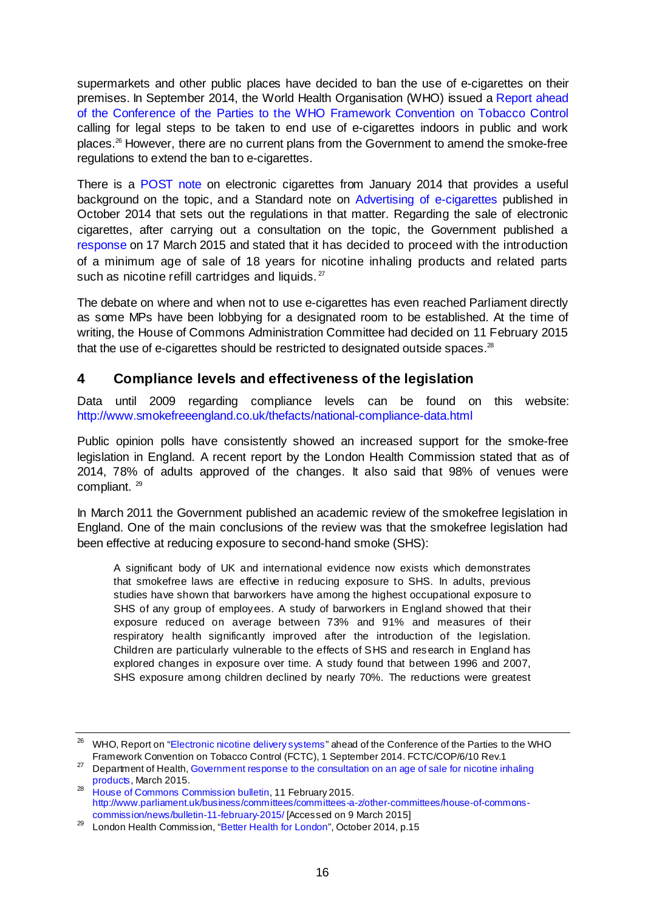supermarkets and other public places have decided to ban the use of e-cigarettes on their premises. In September 2014, the World Health Organisation (WHO) issued a Report ahead of the Conference of the Parties to the WHO Framework Convention on Tobacco Control calling for legal steps to be taken to end use of e-cigarettes indoors in public and work places.[26] However, there are no current plans from the Government to amend the smoke-free regulations to extend the ban to e-cigarettes.

There is a POST note on electronic cigarettes from January 2014 that provides a useful background on the topic, and a Standard note on Advertising of e-cigarettes published in October 2014 that sets out the regulations in that matter. Regarding the sale of electronic cigarettes, after carrying out a consultation on the topic, the Government published a response on 17 March 2015 and stated that it has decided to proceed with the introduction of a minimum age of sale of 18 years for nicotine inhaling products and related parts such as nicotine refill cartridges and liquids.[27]

The debate on where and when not to use e-cigarettes has even reached Parliament directly as some MPs have been lobbying for a designated room to be established. At the time of writing, the House of Commons Administration Committee had decided on 11 February 2015 that the use of e-cigarettes should be restricted to designated outside spaces.[28]

## 4 Compliance levels and effectiveness of the legislation

Data until 2009 regarding compliance levels can be found on this website: http://www.smokefreeengland.co.uk/thefacts/national-compliance-data.html

Public opinion polls have consistently showed an increased support for the smoke-free legislation in England. A recent report by the London Health Commission stated that as of 2014, 78% of adults approved of the changes. It also said that 98% of venues were compliant.[29]

In March 2011 the Government published an academic review of the smokefree legislation in England. One of the main conclusions of the review was that the smokefree legislation had been effective at reducing exposure to second-hand smoke (SHS):

> A significant body of UK and international evidence now exists which demonstrates that smokefree laws are effective in reducing exposure to SHS. In adults, previous studies have shown that barworkers have among the highest occupational exposure to SHS of any group of employees. A study of barworkers in England showed that their exposure reduced on average between 73% and 91% and measures of their respiratory health significantly improved after the introduction of the legislation. Children are particularly vulnerable to the effects of SHS and research in England has explored changes in exposure over time. A study found that between 1996 and 2007, SHS exposure among children declined by nearly 70%. The reductions were greatest

---

[26] WHO, Report on "Electronic nicotine delivery systems" ahead of the Conference of the Parties to the WHO Framework Convention on Tobacco Control (FCTC), 1 September 2014. FCTC/COP/6/10 Rev.1

[27] Department of Health, Government response to the consultation on an age of sale for nicotine inhaling products, March 2015.

[28] House of Commons Commission bulletin, 11 February 2015. http://www.parliament.uk/business/committees/committees-a-z/other-committees/house-of-commons-commission/news/bulletin-11-february-2015/ [Accessed on 9 March 2015]

[29] London Health Commission, "Better Health for London", October 2014, p.15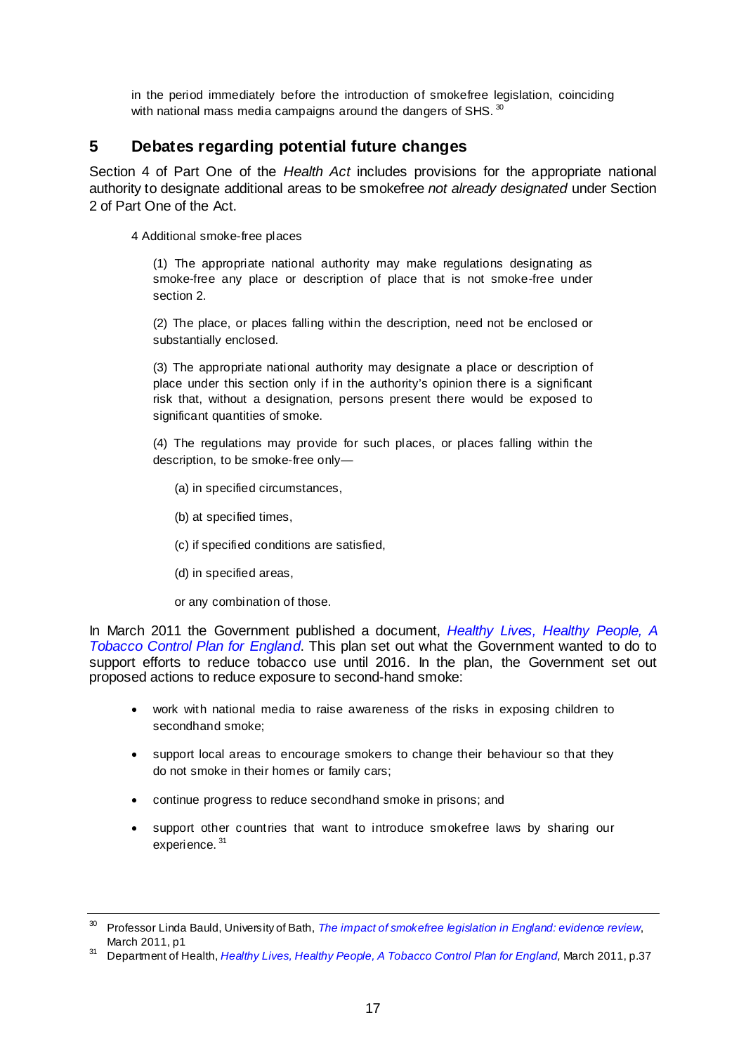in the period immediately before the introduction of smokefree legislation, coinciding with national mass media campaigns around the dangers of SHS. [30]

## 5 Debates regarding potential future changes

Section 4 of Part One of the *Health Act* includes provisions for the appropriate national authority to designate additional areas to be smokefree *not already designated* under Section 2 of Part One of the Act.

> 4 Additional smoke-free places
>
> (1) The appropriate national authority may make regulations designating as smoke-free any place or description of place that is not smoke-free under section 2.
>
> (2) The place, or places falling within the description, need not be enclosed or substantially enclosed.
>
> (3) The appropriate national authority may designate a place or description of place under this section only if in the authority's opinion there is a significant risk that, without a designation, persons present there would be exposed to significant quantities of smoke.
>
> (4) The regulations may provide for such places, or places falling within the description, to be smoke-free only—
>
> (a) in specified circumstances,
>
> (b) at specified times,
>
> (c) if specified conditions are satisfied,
>
> (d) in specified areas,
>
> or any combination of those.

In March 2011 the Government published a document, *Healthy Lives, Healthy People, A Tobacco Control Plan for England*. This plan set out what the Government wanted to do to support efforts to reduce tobacco use until 2016. In the plan, the Government set out proposed actions to reduce exposure to second-hand smoke:

- work with national media to raise awareness of the risks in exposing children to secondhand smoke;
- support local areas to encourage smokers to change their behaviour so that they do not smoke in their homes or family cars;
- continue progress to reduce secondhand smoke in prisons; and
- support other countries that want to introduce smokefree laws by sharing our experience. [31]

---

[30] Professor Linda Bauld, University of Bath, *The impact of smokefree legislation in England: evidence review*, March 2011, p1

[31] Department of Health, *Healthy Lives, Healthy People, A Tobacco Control Plan for England,* March 2011, p.37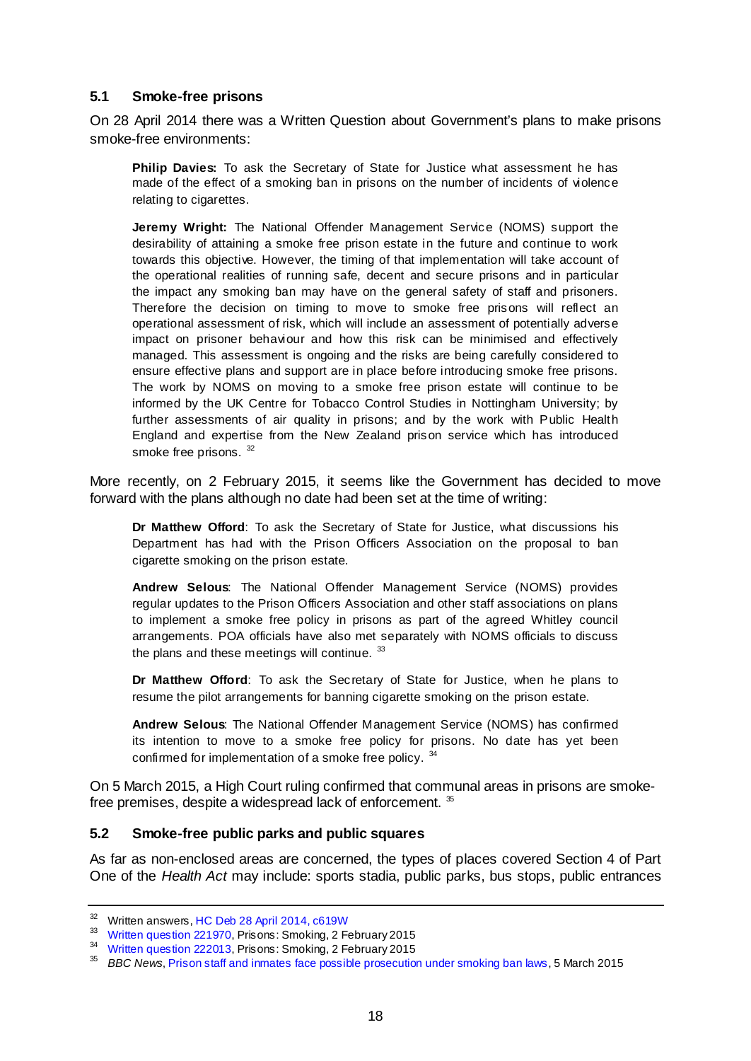## 5.1 Smoke-free prisons

On 28 April 2014 there was a Written Question about Government's plans to make prisons smoke-free environments:

> **Philip Davies:** To ask the Secretary of State for Justice what assessment he has made of the effect of a smoking ban in prisons on the number of incidents of violence relating to cigarettes.
>
> **Jeremy Wright:** The National Offender Management Service (NOMS) support the desirability of attaining a smoke free prison estate in the future and continue to work towards this objective. However, the timing of that implementation will take account of the operational realities of running safe, decent and secure prisons and in particular the impact any smoking ban may have on the general safety of staff and prisoners. Therefore the decision on timing to move to smoke free prisons will reflect an operational assessment of risk, which will include an assessment of potentially adverse impact on prisoner behaviour and how this risk can be minimised and effectively managed. This assessment is ongoing and the risks are being carefully considered to ensure effective plans and support are in place before introducing smoke free prisons. The work by NOMS on moving to a smoke free prison estate will continue to be informed by the UK Centre for Tobacco Control Studies in Nottingham University; by further assessments of air quality in prisons; and by the work with Public Health England and expertise from the New Zealand prison service which has introduced smoke free prisons. [32]

More recently, on 2 February 2015, it seems like the Government has decided to move forward with the plans although no date had been set at the time of writing:

> **Dr Matthew Offord**: To ask the Secretary of State for Justice, what discussions his Department has had with the Prison Officers Association on the proposal to ban cigarette smoking on the prison estate.
>
> **Andrew Selous**: The National Offender Management Service (NOMS) provides regular updates to the Prison Officers Association and other staff associations on plans to implement a smoke free policy in prisons as part of the agreed Whitley council arrangements. POA officials have also met separately with NOMS officials to discuss the plans and these meetings will continue. [33]
>
> **Dr Matthew Offord**: To ask the Secretary of State for Justice, when he plans to resume the pilot arrangements for banning cigarette smoking on the prison estate.
>
> **Andrew Selous**: The National Offender Management Service (NOMS) has confirmed its intention to move to a smoke free policy for prisons. No date has yet been confirmed for implementation of a smoke free policy. [34]

On 5 March 2015, a High Court ruling confirmed that communal areas in prisons are smoke-free premises, despite a widespread lack of enforcement. [35]

## 5.2 Smoke-free public parks and public squares

As far as non-enclosed areas are concerned, the types of places covered Section 4 of Part One of the *Health Act* may include: sports stadia, public parks, bus stops, public entrances

---

[32] Written answers, HC Deb 28 April 2014, c619W

[33] Written question 221970, Prisons: Smoking, 2 February 2015

[34] Written question 222013, Prisons: Smoking, 2 February 2015

[35] *BBC News*, Prison staff and inmates face possible prosecution under smoking ban laws, 5 March 2015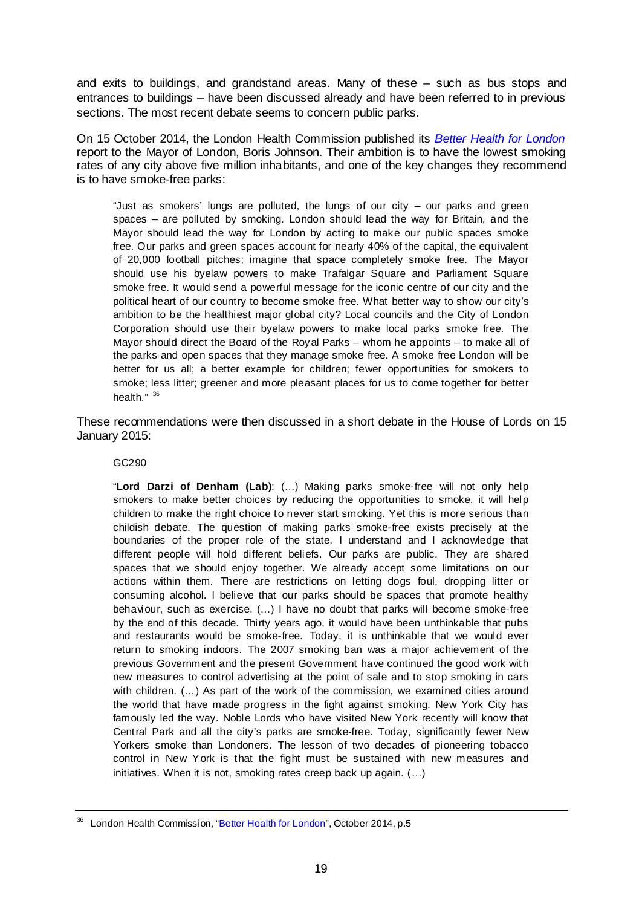and exits to buildings, and grandstand areas. Many of these – such as bus stops and entrances to buildings – have been discussed already and have been referred to in previous sections. The most recent debate seems to concern public parks.

On 15 October 2014, the London Health Commission published its *Better Health for London* report to the Mayor of London, Boris Johnson. Their ambition is to have the lowest smoking rates of any city above five million inhabitants, and one of the key changes they recommend is to have smoke-free parks:

> "Just as smokers' lungs are polluted, the lungs of our city – our parks and green spaces – are polluted by smoking. London should lead the way for Britain, and the Mayor should lead the way for London by acting to make our public spaces smoke free. Our parks and green spaces account for nearly 40% of the capital, the equivalent of 20,000 football pitches; imagine that space completely smoke free. The Mayor should use his byelaw powers to make Trafalgar Square and Parliament Square smoke free. It would send a powerful message for the iconic centre of our city and the political heart of our country to become smoke free. What better way to show our city's ambition to be the healthiest major global city? Local councils and the City of London Corporation should use their byelaw powers to make local parks smoke free. The Mayor should direct the Board of the Royal Parks – whom he appoints – to make all of the parks and open spaces that they manage smoke free. A smoke free London will be better for us all; a better example for children; fewer opportunities for smokers to smoke; less litter; greener and more pleasant places for us to come together for better health." [36]

These recommendations were then discussed in a short debate in the House of Lords on 15 January 2015:

> GC290
>
> "**Lord Darzi of Denham (Lab)**: (…) Making parks smoke-free will not only help smokers to make better choices by reducing the opportunities to smoke, it will help children to make the right choice to never start smoking. Yet this is more serious than childish debate. The question of making parks smoke-free exists precisely at the boundaries of the proper role of the state. I understand and I acknowledge that different people will hold different beliefs. Our parks are public. They are shared spaces that we should enjoy together. We already accept some limitations on our actions within them. There are restrictions on letting dogs foul, dropping litter or consuming alcohol. I believe that our parks should be spaces that promote healthy behaviour, such as exercise. (…) I have no doubt that parks will become smoke-free by the end of this decade. Thirty years ago, it would have been unthinkable that pubs and restaurants would be smoke-free. Today, it is unthinkable that we would ever return to smoking indoors. The 2007 smoking ban was a major achievement of the previous Government and the present Government have continued the good work with new measures to control advertising at the point of sale and to stop smoking in cars with children. (…) As part of the work of the commission, we examined cities around the world that have made progress in the fight against smoking. New York City has famously led the way. Noble Lords who have visited New York recently will know that Central Park and all the city's parks are smoke-free. Today, significantly fewer New Yorkers smoke than Londoners. The lesson of two decades of pioneering tobacco control in New York is that the fight must be sustained with new measures and initiatives. When it is not, smoking rates creep back up again. (…)

---

[36] London Health Commission, "Better Health for London", October 2014, p.5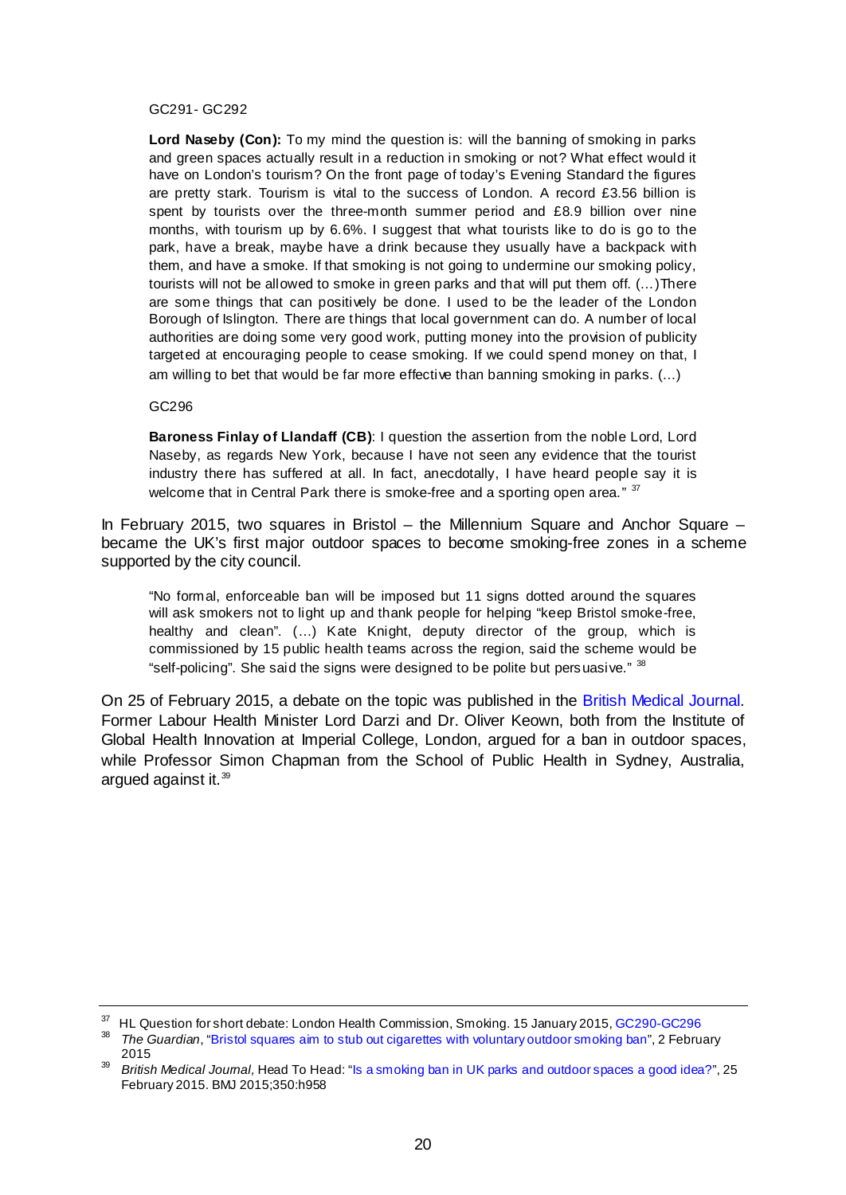GC291- GC292

> **Lord Naseby (Con):** To my mind the question is: will the banning of smoking in parks and green spaces actually result in a reduction in smoking or not? What effect would it have on London's tourism? On the front page of today's Evening Standard the figures are pretty stark. Tourism is vital to the success of London. A record £3.56 billion is spent by tourists over the three-month summer period and £8.9 billion over nine months, with tourism up by 6.6%. I suggest that what tourists like to do is go to the park, have a break, maybe have a drink because they usually have a backpack with them, and have a smoke. If that smoking is not going to undermine our smoking policy, tourists will not be allowed to smoke in green parks and that will put them off. (…)There are some things that can positively be done. I used to be the leader of the London Borough of Islington. There are things that local government can do. A number of local authorities are doing some very good work, putting money into the provision of publicity targeted at encouraging people to cease smoking. If we could spend money on that, I am willing to bet that would be far more effective than banning smoking in parks. (…)

GC296

> **Baroness Finlay of Llandaff (CB)**: I question the assertion from the noble Lord, Lord Naseby, as regards New York, because I have not seen any evidence that the tourist industry there has suffered at all. In fact, anecdotally, I have heard people say it is welcome that in Central Park there is smoke-free and a sporting open area." [37]

In February 2015, two squares in Bristol – the Millennium Square and Anchor Square – became the UK's first major outdoor spaces to become smoking-free zones in a scheme supported by the city council.

> "No formal, enforceable ban will be imposed but 11 signs dotted around the squares will ask smokers not to light up and thank people for helping "keep Bristol smoke-free, healthy and clean". (…) Kate Knight, deputy director of the group, which is commissioned by 15 public health teams across the region, said the scheme would be "self-policing". She said the signs were designed to be polite but persuasive." [38]

On 25 of February 2015, a debate on the topic was published in the British Medical Journal. Former Labour Health Minister Lord Darzi and Dr. Oliver Keown, both from the Institute of Global Health Innovation at Imperial College, London, argued for a ban in outdoor spaces, while Professor Simon Chapman from the School of Public Health in Sydney, Australia, argued against it.[39]

---

[37] HL Question for short debate: London Health Commission, Smoking. 15 January 2015, GC290-GC296

[38] *The Guardian*, "Bristol squares aim to stub out cigarettes with voluntary outdoor smoking ban", 2 February 2015

[39] *British Medical Journal,* Head To Head: "Is a smoking ban in UK parks and outdoor spaces a good idea?", 25 February 2015. BMJ 2015;350:h958